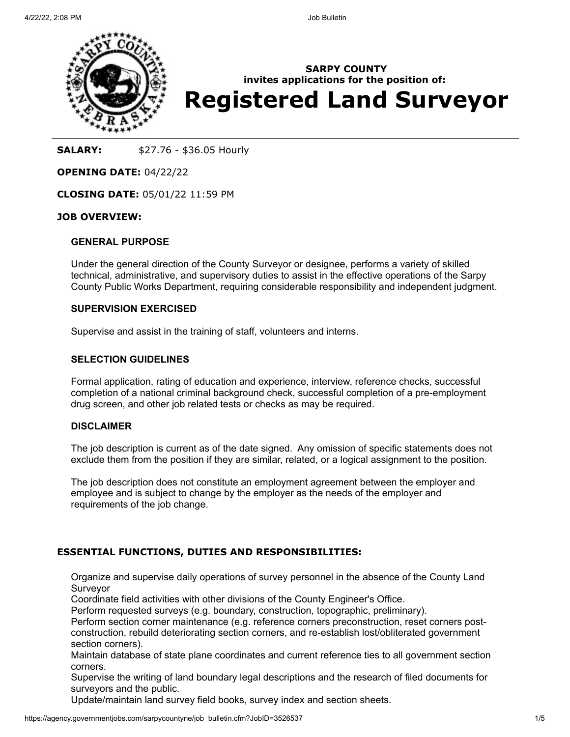**SARPY COUNTY**
**invites applications for the position of:**

# Registered Land Surveyor

**SALARY:** $27.76 - $36.05 Hourly

**OPENING DATE:** 04/22/22

**CLOSING DATE:** 05/01/22 11:59 PM

**JOB OVERVIEW:**

**GENERAL PURPOSE**

Under the general direction of the County Surveyor or designee, performs a variety of skilled technical, administrative, and supervisory duties to assist in the effective operations of the Sarpy County Public Works Department, requiring considerable responsibility and independent judgment.

**SUPERVISION EXERCISED**

Supervise and assist in the training of staff, volunteers and interns.

**SELECTION GUIDELINES**

Formal application, rating of education and experience, interview, reference checks, successful completion of a national criminal background check, successful completion of a pre-employment drug screen, and other job related tests or checks as may be required.

**DISCLAIMER**

The job description is current as of the date signed. Any omission of specific statements does not exclude them from the position if they are similar, related, or a logical assignment to the position.

The job description does not constitute an employment agreement between the employer and employee and is subject to change by the employer as the needs of the employer and requirements of the job change.

**ESSENTIAL FUNCTIONS, DUTIES AND RESPONSIBILITIES:**

Organize and supervise daily operations of survey personnel in the absence of the County Land Surveyor

Coordinate field activities with other divisions of the County Engineer's Office.

Perform requested surveys (e.g. boundary, construction, topographic, preliminary).

Perform section corner maintenance (e.g. reference corners preconstruction, reset corners post-construction, rebuild deteriorating section corners, and re-establish lost/obliterated government section corners).

Maintain database of state plane coordinates and current reference ties to all government section corners.

Supervise the writing of land boundary legal descriptions and the research of filed documents for surveyors and the public.

Update/maintain land survey field books, survey index and section sheets.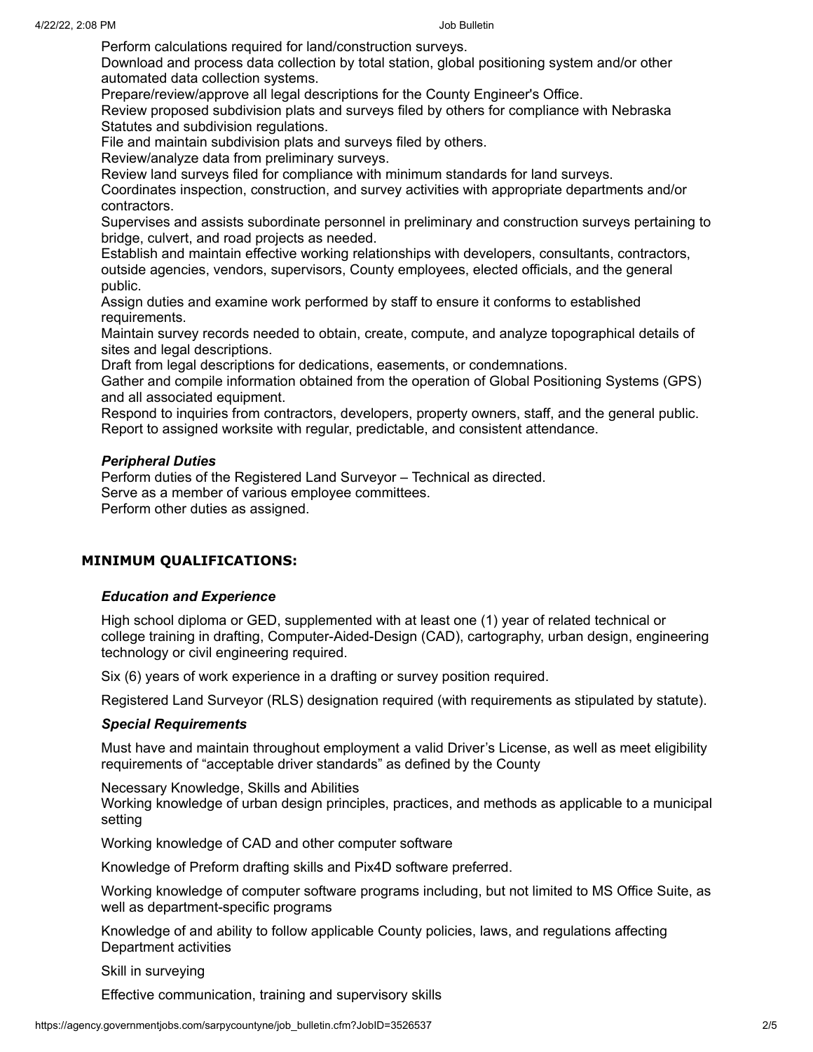Perform calculations required for land/construction surveys.
Download and process data collection by total station, global positioning system and/or other automated data collection systems.
Prepare/review/approve all legal descriptions for the County Engineer's Office.
Review proposed subdivision plats and surveys filed by others for compliance with Nebraska Statutes and subdivision regulations.
File and maintain subdivision plats and surveys filed by others.
Review/analyze data from preliminary surveys.
Review land surveys filed for compliance with minimum standards for land surveys.
Coordinates inspection, construction, and survey activities with appropriate departments and/or contractors.
Supervises and assists subordinate personnel in preliminary and construction surveys pertaining to bridge, culvert, and road projects as needed.
Establish and maintain effective working relationships with developers, consultants, contractors, outside agencies, vendors, supervisors, County employees, elected officials, and the general public.
Assign duties and examine work performed by staff to ensure it conforms to established requirements.
Maintain survey records needed to obtain, create, compute, and analyze topographical details of sites and legal descriptions.
Draft from legal descriptions for dedications, easements, or condemnations.
Gather and compile information obtained from the operation of Global Positioning Systems (GPS) and all associated equipment.
Respond to inquiries from contractors, developers, property owners, staff, and the general public.
Report to assigned worksite with regular, predictable, and consistent attendance.

***Peripheral Duties***

Perform duties of the Registered Land Surveyor – Technical as directed.
Serve as a member of various employee committees.
Perform other duties as assigned.

## MINIMUM QUALIFICATIONS:

***Education and Experience***

High school diploma or GED, supplemented with at least one (1) year of related technical or college training in drafting, Computer-Aided-Design (CAD), cartography, urban design, engineering technology or civil engineering required.

Six (6) years of work experience in a drafting or survey position required.

Registered Land Surveyor (RLS) designation required (with requirements as stipulated by statute).

***Special Requirements***

Must have and maintain throughout employment a valid Driver's License, as well as meet eligibility requirements of "acceptable driver standards" as defined by the County

Necessary Knowledge, Skills and Abilities
Working knowledge of urban design principles, practices, and methods as applicable to a municipal setting

Working knowledge of CAD and other computer software

Knowledge of Preform drafting skills and Pix4D software preferred.

Working knowledge of computer software programs including, but not limited to MS Office Suite, as well as department-specific programs

Knowledge of and ability to follow applicable County policies, laws, and regulations affecting Department activities

Skill in surveying

Effective communication, training and supervisory skills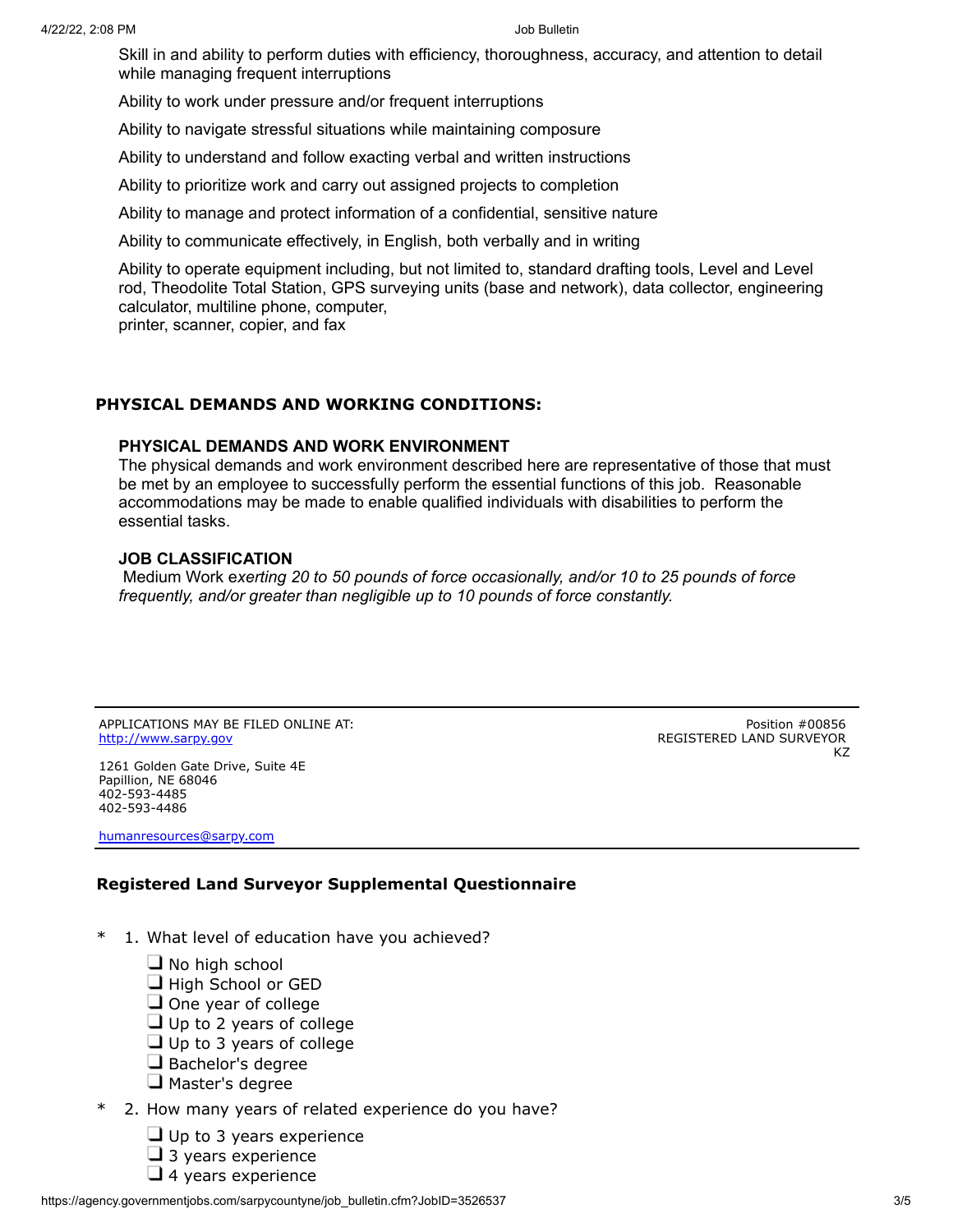Skill in and ability to perform duties with efficiency, thoroughness, accuracy, and attention to detail while managing frequent interruptions

Ability to work under pressure and/or frequent interruptions

Ability to navigate stressful situations while maintaining composure

Ability to understand and follow exacting verbal and written instructions

Ability to prioritize work and carry out assigned projects to completion

Ability to manage and protect information of a confidential, sensitive nature

Ability to communicate effectively, in English, both verbally and in writing

Ability to operate equipment including, but not limited to, standard drafting tools, Level and Level rod, Theodolite Total Station, GPS surveying units (base and network), data collector, engineering calculator, multiline phone, computer,
printer, scanner, copier, and fax

## PHYSICAL DEMANDS AND WORKING CONDITIONS:

### PHYSICAL DEMANDS AND WORK ENVIRONMENT

The physical demands and work environment described here are representative of those that must be met by an employee to successfully perform the essential functions of this job. Reasonable accommodations may be made to enable qualified individuals with disabilities to perform the essential tasks.

### JOB CLASSIFICATION

Medium Work e*xerting 20 to 50 pounds of force occasionally, and/or 10 to 25 pounds of force frequently, and/or greater than negligible up to 10 pounds of force constantly.*

---

APPLICATIONS MAY BE FILED ONLINE AT:
http://www.sarpy.gov

1261 Golden Gate Drive, Suite 4E
Papillion, NE 68046
402-593-4485
402-593-4486

humanresources@sarpy.com

Position #00856
REGISTERED LAND SURVEYOR
KZ

---

## Registered Land Surveyor Supplemental Questionnaire

\* 1. What level of education have you achieved?

- ❑ No high school
- ❑ High School or GED
- ❑ One year of college
- ❑ Up to 2 years of college
- ❑ Up to 3 years of college
- ❑ Bachelor's degree
- ❑ Master's degree

\* 2. How many years of related experience do you have?

- ❑ Up to 3 years experience
- ❑ 3 years experience
- ❑ 4 years experience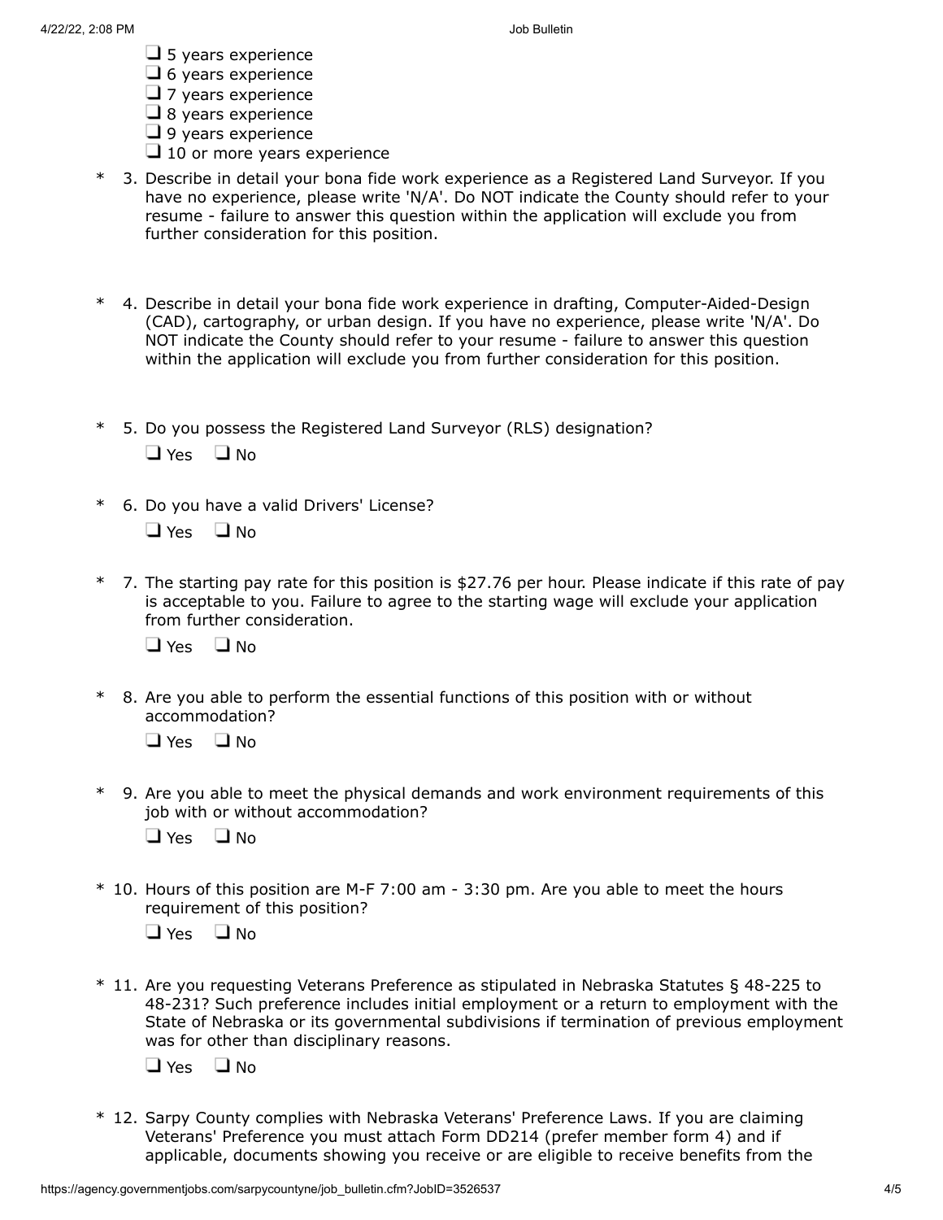- ❑ 5 years experience
- ❑ 6 years experience
- ❑ 7 years experience
- ❑ 8 years experience
- ❑ 9 years experience
- ❑ 10 or more years experience

\* 3. Describe in detail your bona fide work experience as a Registered Land Surveyor. If you have no experience, please write 'N/A'. Do NOT indicate the County should refer to your resume - failure to answer this question within the application will exclude you from further consideration for this position.

\* 4. Describe in detail your bona fide work experience in drafting, Computer-Aided-Design (CAD), cartography, or urban design. If you have no experience, please write 'N/A'. Do NOT indicate the County should refer to your resume - failure to answer this question within the application will exclude you from further consideration for this position.

\* 5. Do you possess the Registered Land Surveyor (RLS) designation?

❑ Yes ❑ No

\* 6. Do you have a valid Drivers' License?

❑ Yes ❑ No

\* 7. The starting pay rate for this position is $27.76 per hour. Please indicate if this rate of pay is acceptable to you. Failure to agree to the starting wage will exclude your application from further consideration.

❑ Yes ❑ No

\* 8. Are you able to perform the essential functions of this position with or without accommodation?

❑ Yes ❑ No

\* 9. Are you able to meet the physical demands and work environment requirements of this job with or without accommodation?

❑ Yes ❑ No

\* 10. Hours of this position are M-F 7:00 am - 3:30 pm. Are you able to meet the hours requirement of this position?

❑ Yes ❑ No

\* 11. Are you requesting Veterans Preference as stipulated in Nebraska Statutes § 48-225 to 48-231? Such preference includes initial employment or a return to employment with the State of Nebraska or its governmental subdivisions if termination of previous employment was for other than disciplinary reasons.

❑ Yes ❑ No

\* 12. Sarpy County complies with Nebraska Veterans' Preference Laws. If you are claiming Veterans' Preference you must attach Form DD214 (prefer member form 4) and if applicable, documents showing you receive or are eligible to receive benefits from the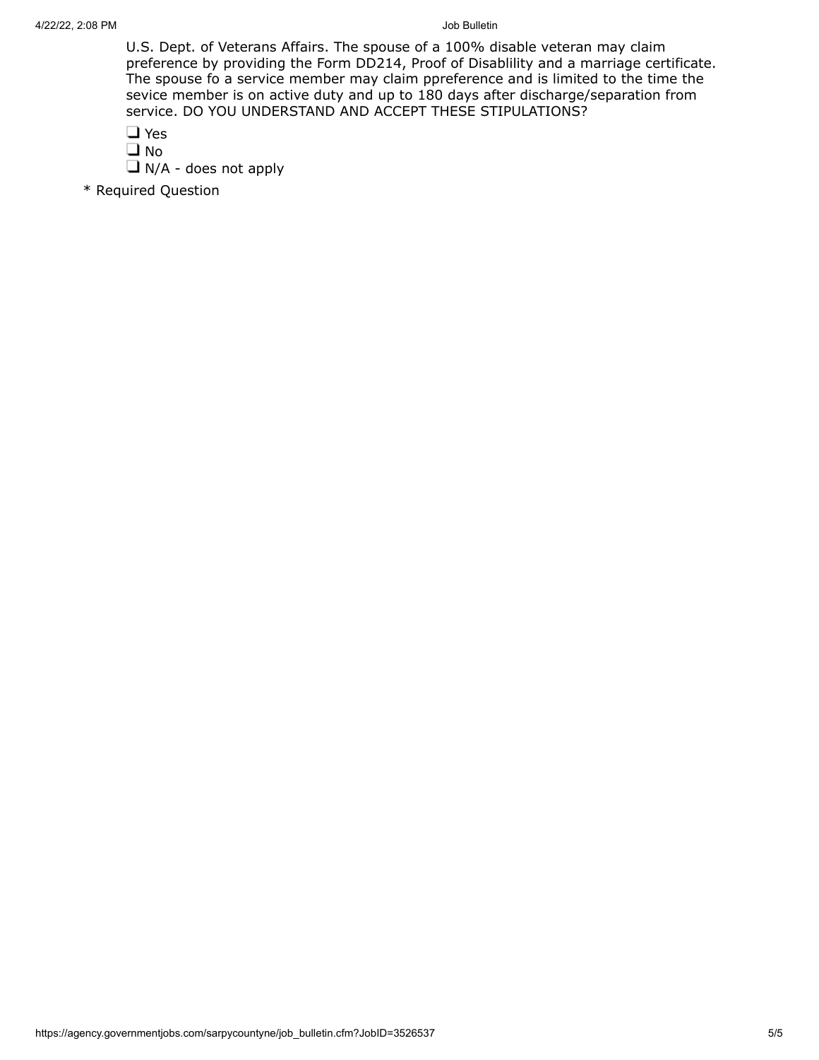U.S. Dept. of Veterans Affairs. The spouse of a 100% disable veteran may claim preference by providing the Form DD214, Proof of Disablility and a marriage certificate. The spouse fo a service member may claim ppreference and is limited to the time the sevice member is on active duty and up to 180 days after discharge/separation from service. DO YOU UNDERSTAND AND ACCEPT THESE STIPULATIONS?

- ❑ Yes
- ❑ No
- ❑ N/A - does not apply

* Required Question